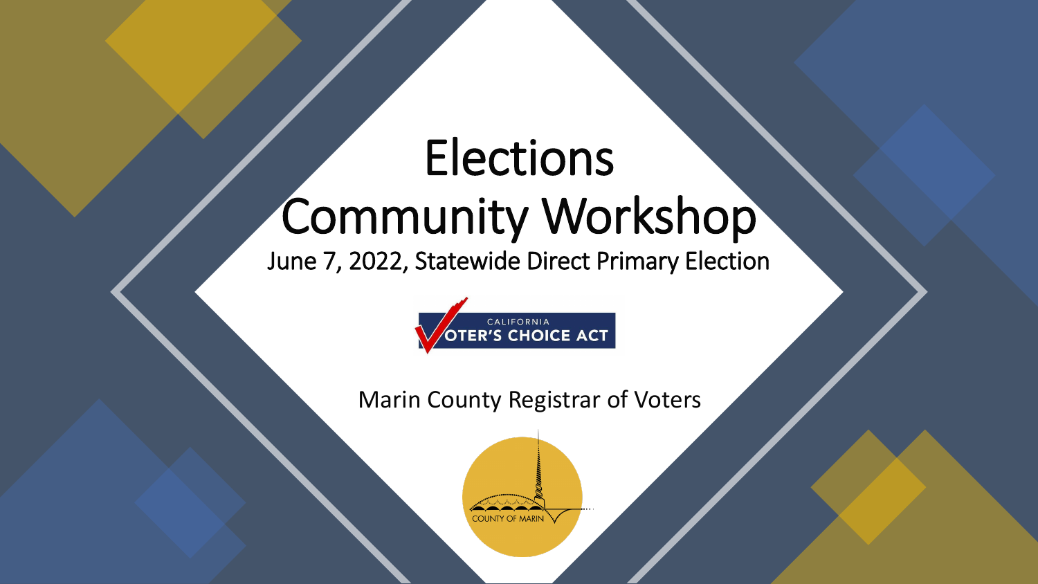# Elections Community Workshop

June 7, 2022, Statewide Direct Primary Election

CALIFORNIA VOTER'S CHOICE ACT

Marin County Registrar of Voters

COUNTY OF MARIN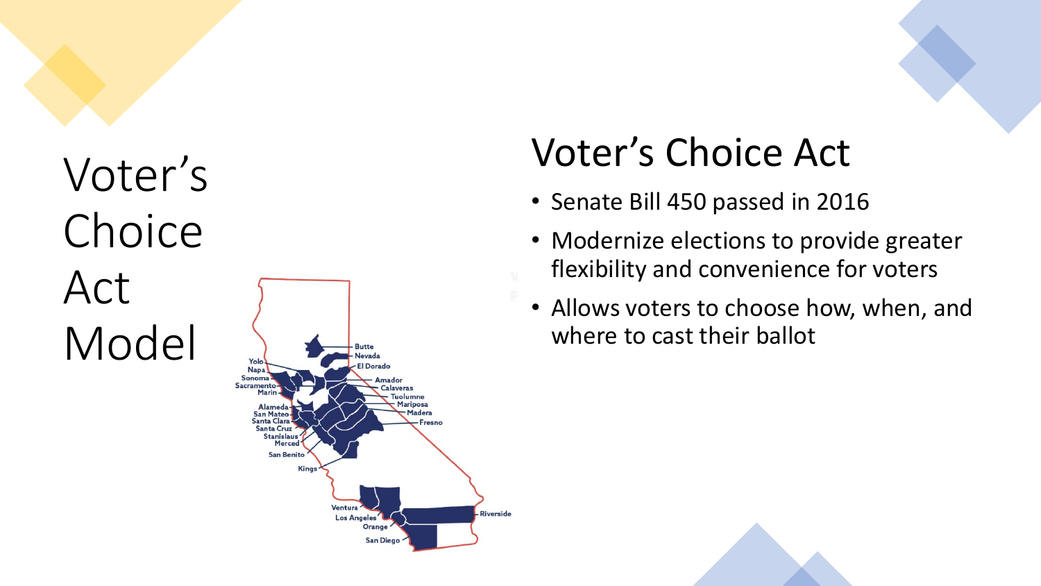# Voter's Choice Act Model

## Voter's Choice Act

- Senate Bill 450 passed in 2016
- Modernize elections to provide greater flexibility and convenience for voters
- Allows voters to choose how, when, and where to cast their ballot

Butte
Nevada
El Dorado
Yolo
Napa
Sonoma
Sacramento
Marin
Amador
Calaveras
Tuolumne
Mariposa
Madera
Fresno
Alameda
San Mateo
Santa Clara
Santa Cruz
Stanislaus
Merced
San Benito
Kings
Ventura
Los Angeles
Orange
San Diego
Riverside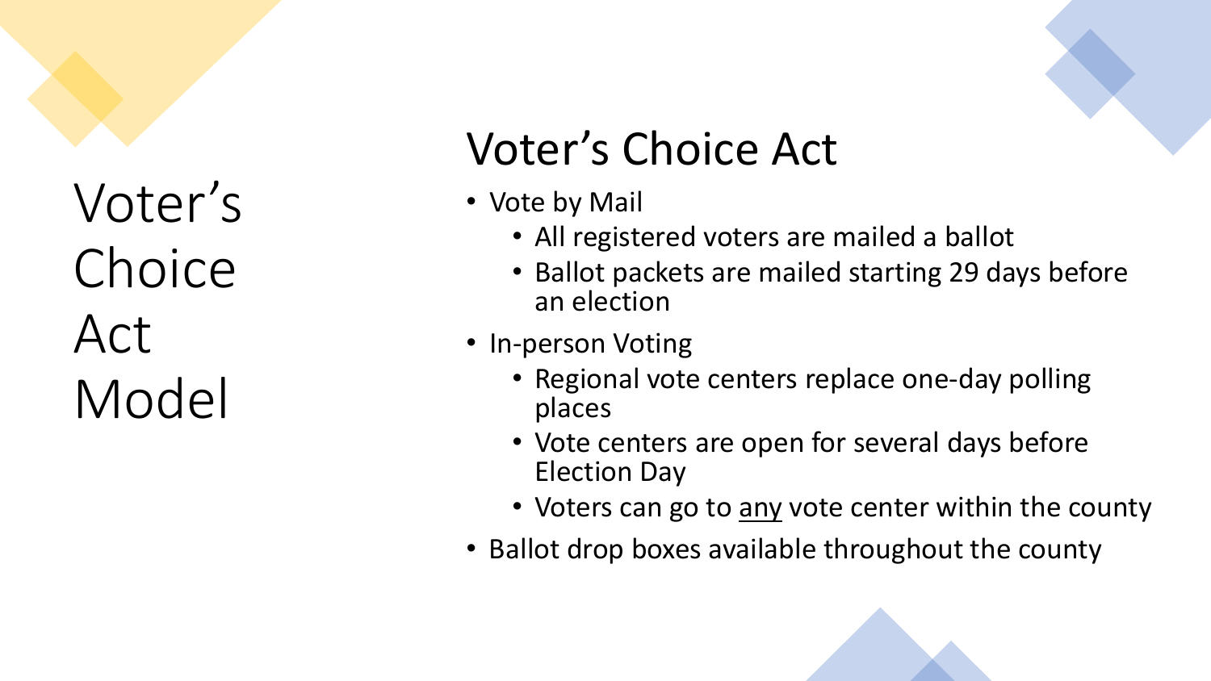# Voter's Choice Act Model

## Voter's Choice Act

- Vote by Mail
  - All registered voters are mailed a ballot
  - Ballot packets are mailed starting 29 days before an election
- In-person Voting
  - Regional vote centers replace one-day polling places
  - Vote centers are open for several days before Election Day
  - Voters can go to <u>any</u> vote center within the county
- Ballot drop boxes available throughout the county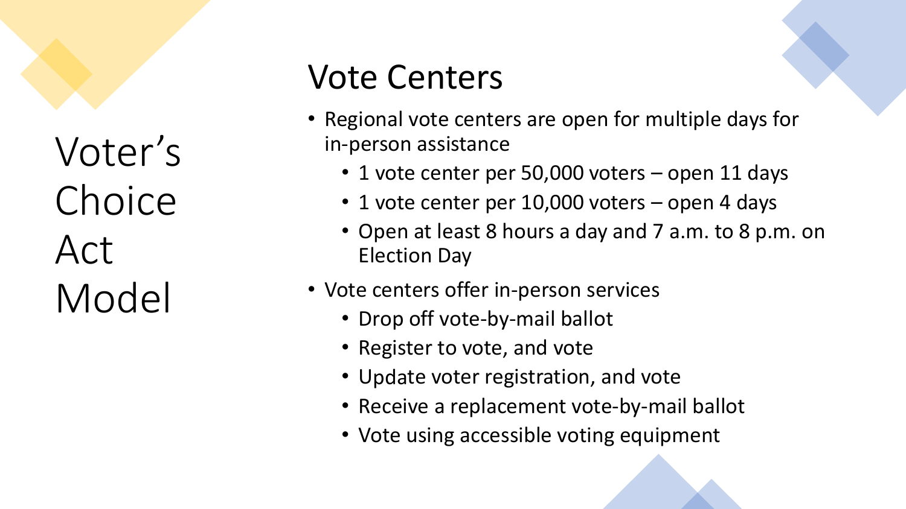# Voter’s Choice Act Model

## Vote Centers

- Regional vote centers are open for multiple days for in-person assistance
  - 1 vote center per 50,000 voters – open 11 days
  - 1 vote center per 10,000 voters – open 4 days
  - Open at least 8 hours a day and 7 a.m. to 8 p.m. on Election Day
- Vote centers offer in-person services
  - Drop off vote-by-mail ballot
  - Register to vote, and vote
  - Update voter registration, and vote
  - Receive a replacement vote-by-mail ballot
  - Vote using accessible voting equipment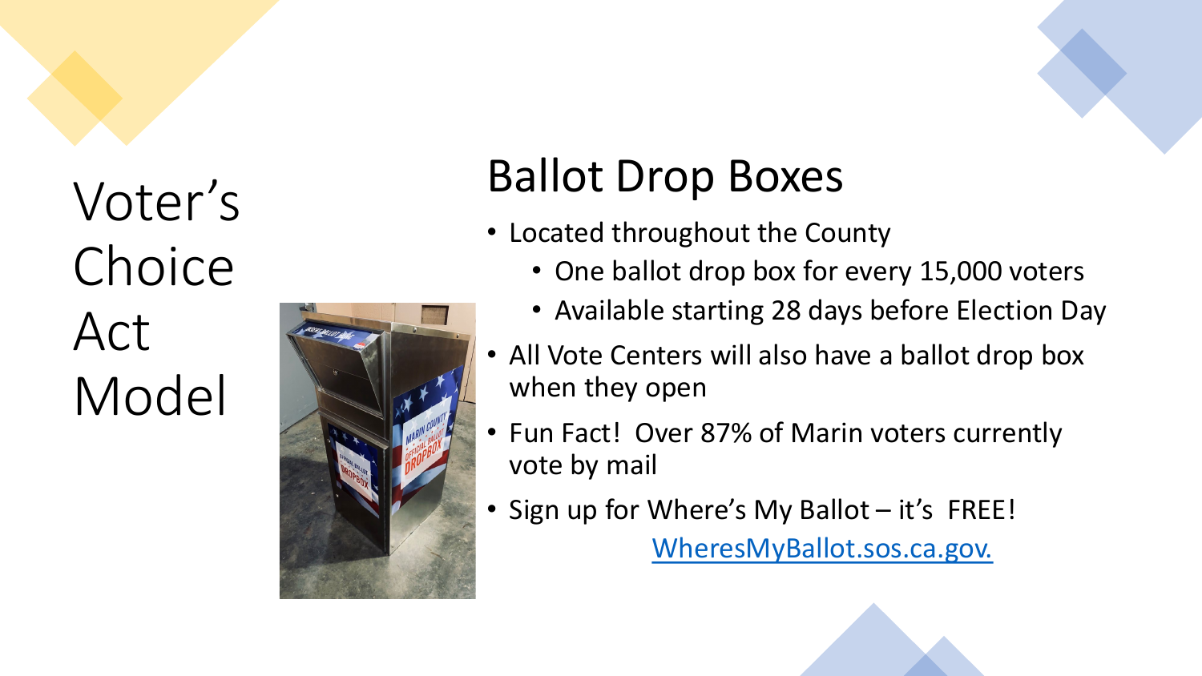# Voter's Choice Act Model

## Ballot Drop Boxes

- Located throughout the County
  - One ballot drop box for every 15,000 voters
  - Available starting 28 days before Election Day
- All Vote Centers will also have a ballot drop box when they open
- Fun Fact! Over 87% of Marin voters currently vote by mail
- Sign up for Where's My Ballot – it's FREE!

  [WheresMyBallot.sos.ca.gov.](WheresMyBallot.sos.ca.gov.)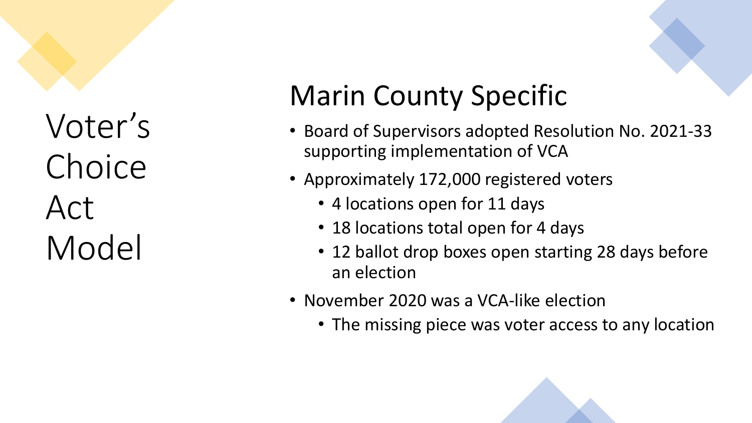# Voter's Choice Act Model

## Marin County Specific

- Board of Supervisors adopted Resolution No. 2021-33 supporting implementation of VCA
- Approximately 172,000 registered voters
  - 4 locations open for 11 days
  - 18 locations total open for 4 days
  - 12 ballot drop boxes open starting 28 days before an election
- November 2020 was a VCA-like election
  - The missing piece was voter access to any location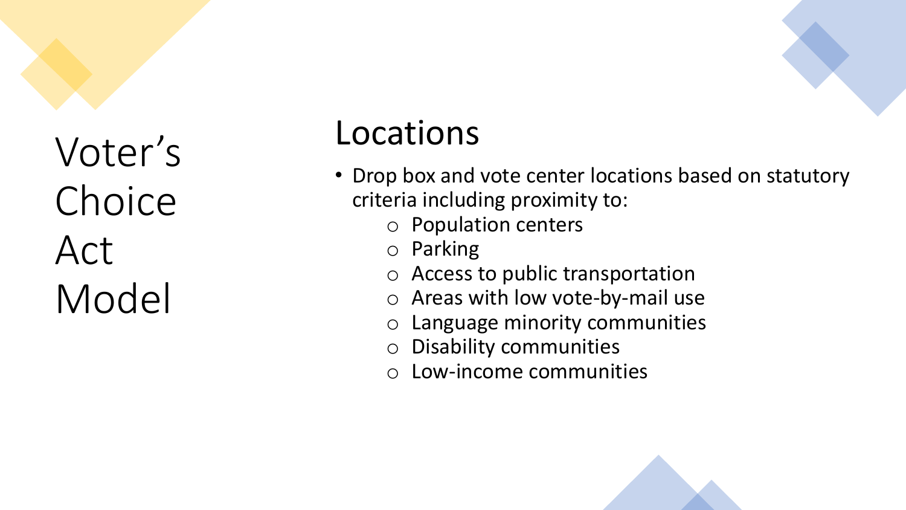# Voter's Choice Act Model

## Locations

- Drop box and vote center locations based on statutory criteria including proximity to:
  - Population centers
  - Parking
  - Access to public transportation
  - Areas with low vote-by-mail use
  - Language minority communities
  - Disability communities
  - Low-income communities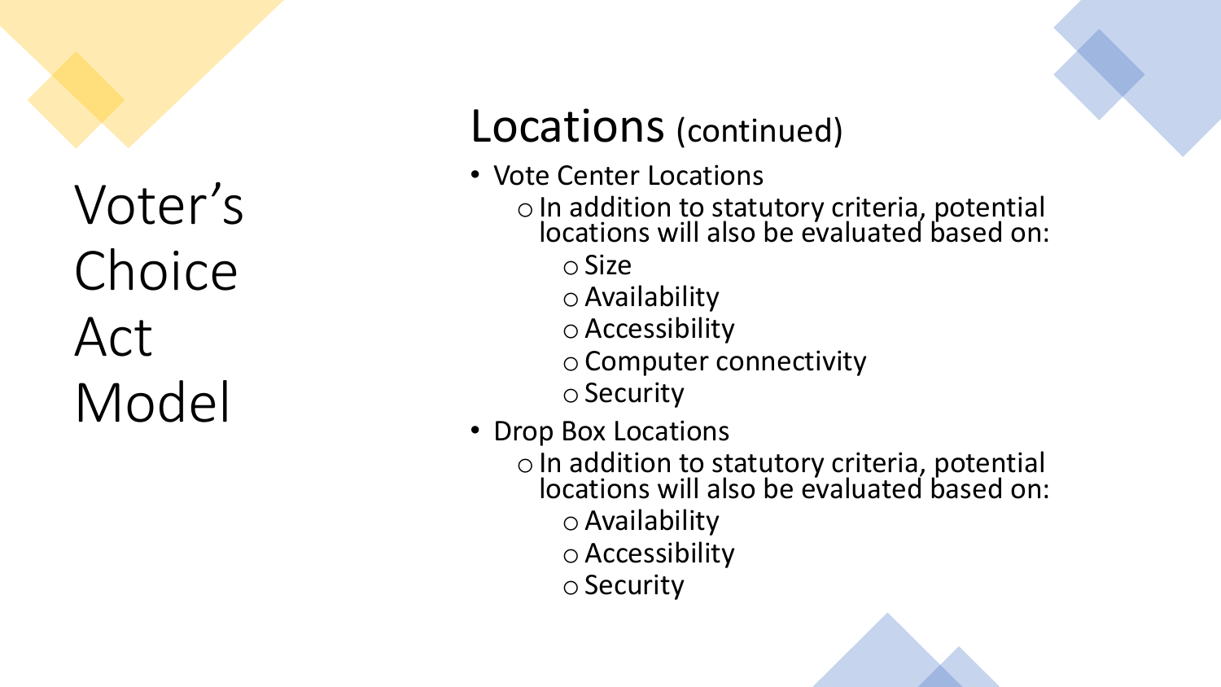# Voter's Choice Act Model

## Locations (continued)

- Vote Center Locations
  - In addition to statutory criteria, potential locations will also be evaluated based on:
    - Size
    - Availability
    - Accessibility
    - Computer connectivity
    - Security
- Drop Box Locations
  - In addition to statutory criteria, potential locations will also be evaluated based on:
    - Availability
    - Accessibility
    - Security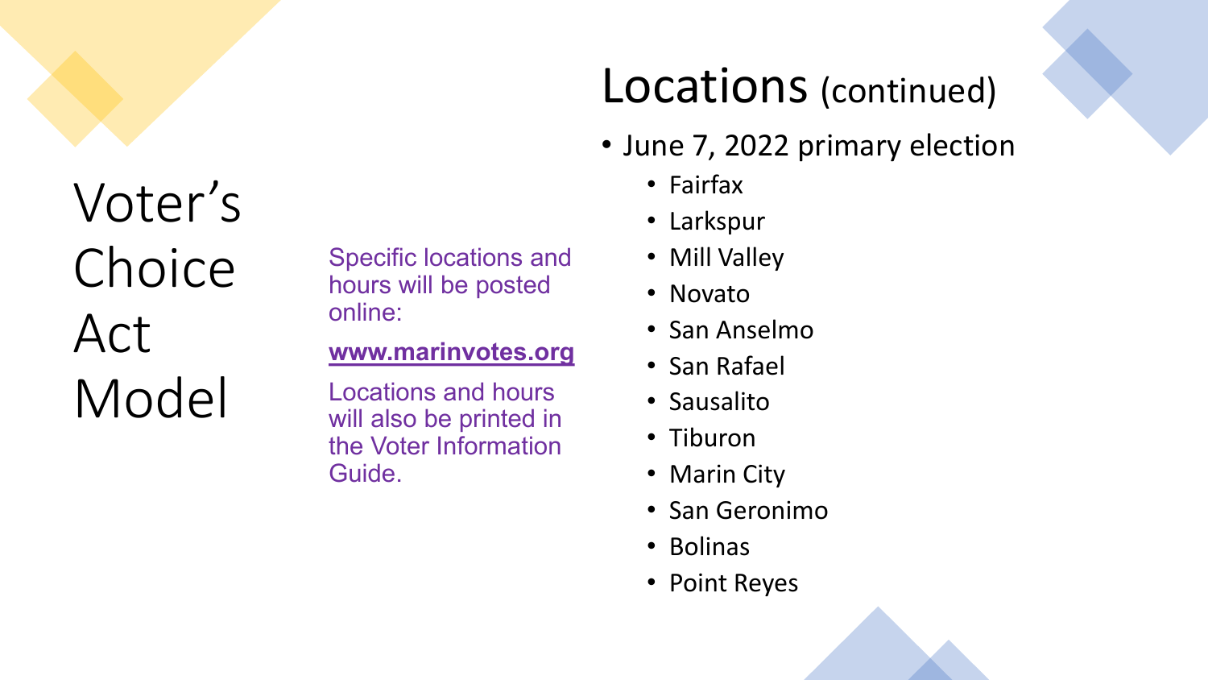# Voter's Choice Act Model

Specific locations and hours will be posted online:

**[www.marinvotes.org](http://www.marinvotes.org)**

Locations and hours will also be printed in the Voter Information Guide.

## Locations (continued)

- June 7, 2022 primary election
  - Fairfax
  - Larkspur
  - Mill Valley
  - Novato
  - San Anselmo
  - San Rafael
  - Sausalito
  - Tiburon
  - Marin City
  - San Geronimo
  - Bolinas
  - Point Reyes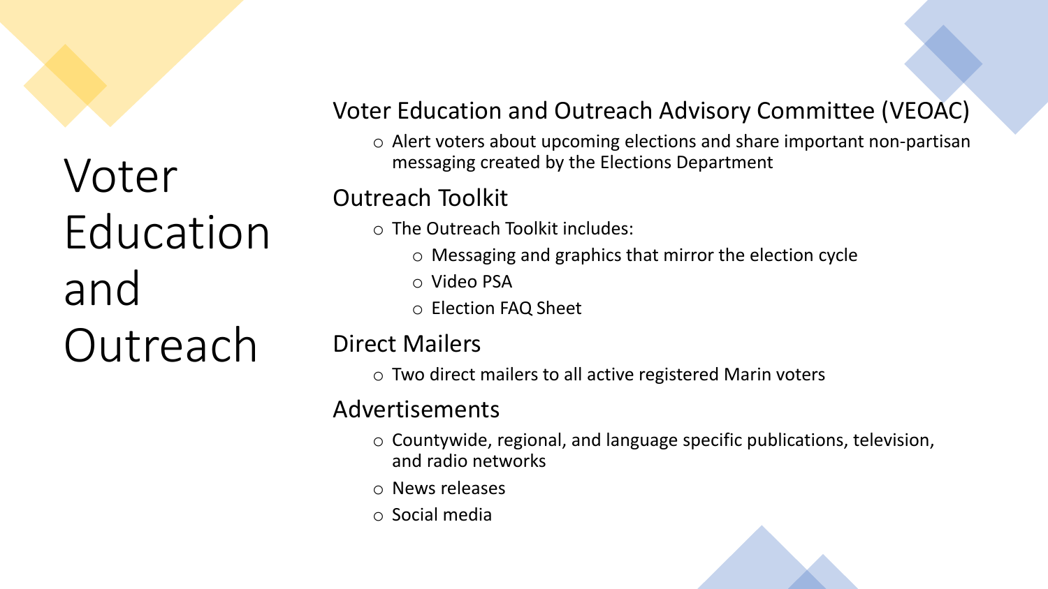# Voter Education and Outreach

## Voter Education and Outreach Advisory Committee (VEOAC)

- Alert voters about upcoming elections and share important non-partisan messaging created by the Elections Department

## Outreach Toolkit

- The Outreach Toolkit includes:
  - Messaging and graphics that mirror the election cycle
  - Video PSA
  - Election FAQ Sheet

## Direct Mailers

- Two direct mailers to all active registered Marin voters

## Advertisements

- Countywide, regional, and language specific publications, television, and radio networks
- News releases
- Social media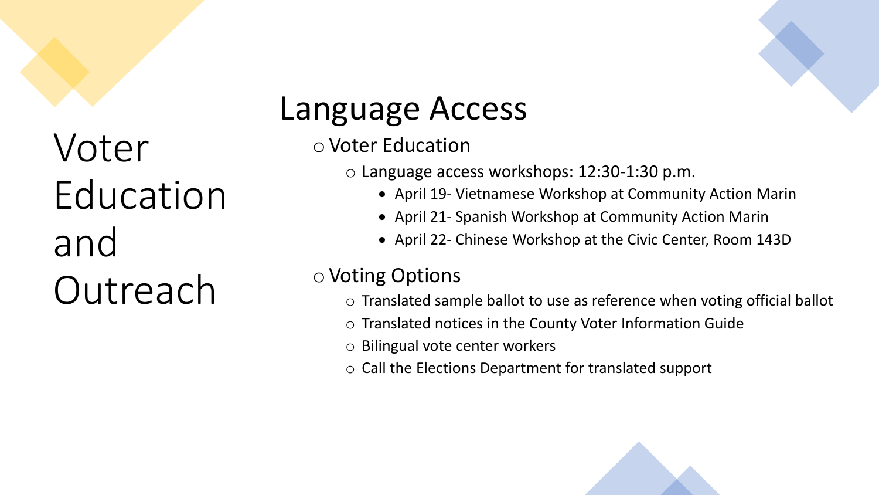# Voter Education and Outreach

## Language Access

- Voter Education
  - Language access workshops: 12:30-1:30 p.m.
    - April 19- Vietnamese Workshop at Community Action Marin
    - April 21- Spanish Workshop at Community Action Marin
    - April 22- Chinese Workshop at the Civic Center, Room 143D
- Voting Options
  - Translated sample ballot to use as reference when voting official ballot
  - Translated notices in the County Voter Information Guide
  - Bilingual vote center workers
  - Call the Elections Department for translated support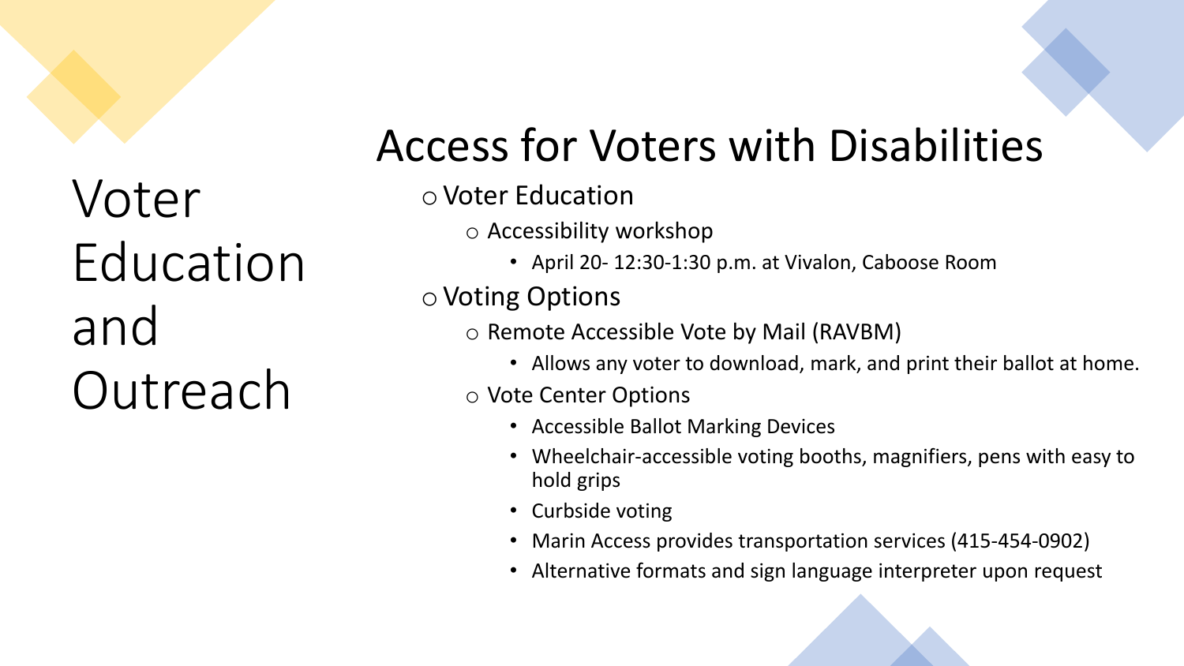# Voter Education and Outreach

## Access for Voters with Disabilities

- Voter Education
  - Accessibility workshop
    - April 20- 12:30-1:30 p.m. at Vivalon, Caboose Room
- Voting Options
  - Remote Accessible Vote by Mail (RAVBM)
    - Allows any voter to download, mark, and print their ballot at home.
  - Vote Center Options
    - Accessible Ballot Marking Devices
    - Wheelchair-accessible voting booths, magnifiers, pens with easy to hold grips
    - Curbside voting
    - Marin Access provides transportation services (415-454-0902)
    - Alternative formats and sign language interpreter upon request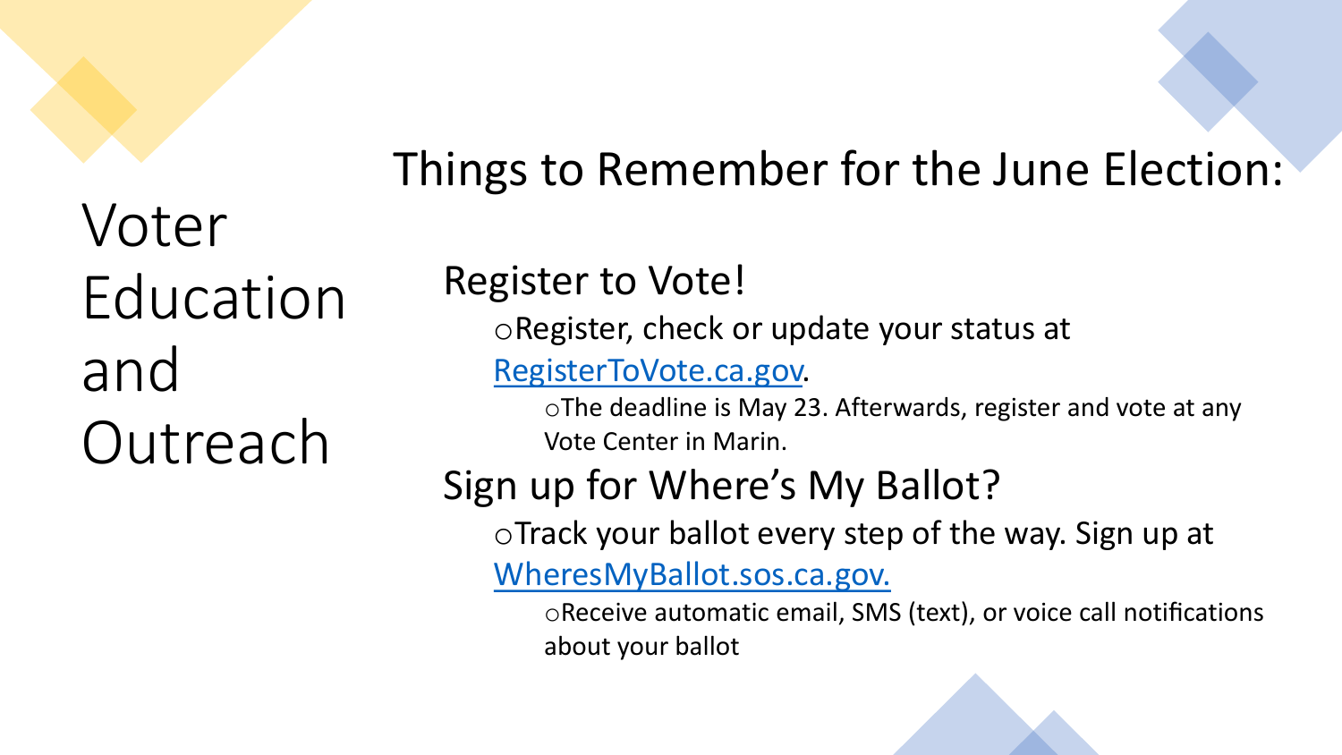# Voter Education and Outreach

## Things to Remember for the June Election:

### Register to Vote!

- Register, check or update your status at [RegisterToVote.ca.gov](RegisterToVote.ca.gov).
  - The deadline is May 23. Afterwards, register and vote at any Vote Center in Marin.

### Sign up for Where's My Ballot?

- Track your ballot every step of the way. Sign up at [WheresMyBallot.sos.ca.gov.](WheresMyBallot.sos.ca.gov)
  - Receive automatic email, SMS (text), or voice call notifications about your ballot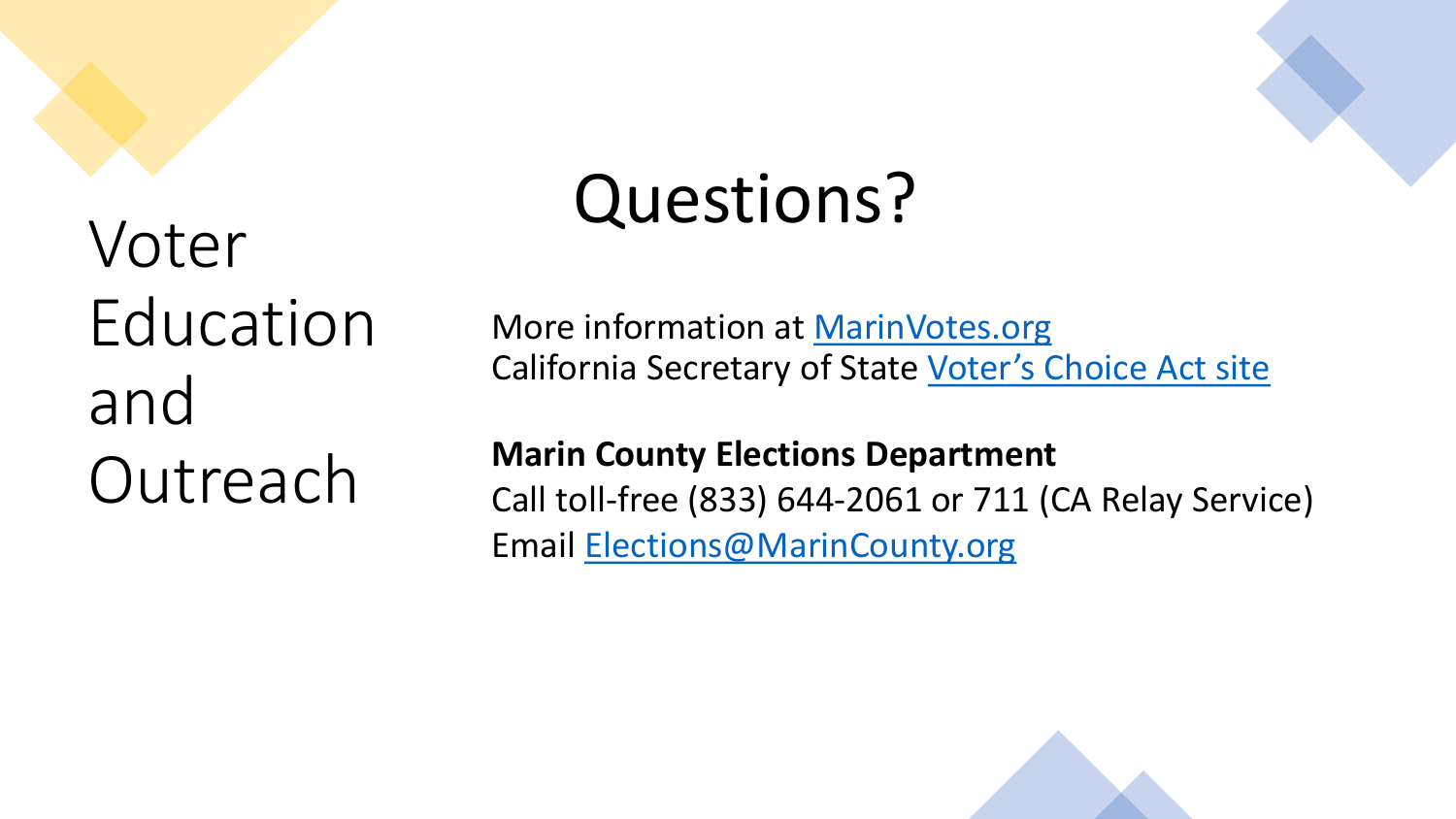# Voter Education and Outreach

## Questions?

More information at [MarinVotes.org](MarinVotes.org)
California Secretary of State [Voter's Choice Act site](Voter's Choice Act site)

**Marin County Elections Department**
Call toll-free (833) 644-2061 or 711 (CA Relay Service)
Email [Elections@MarinCounty.org](mailto:Elections@MarinCounty.org)